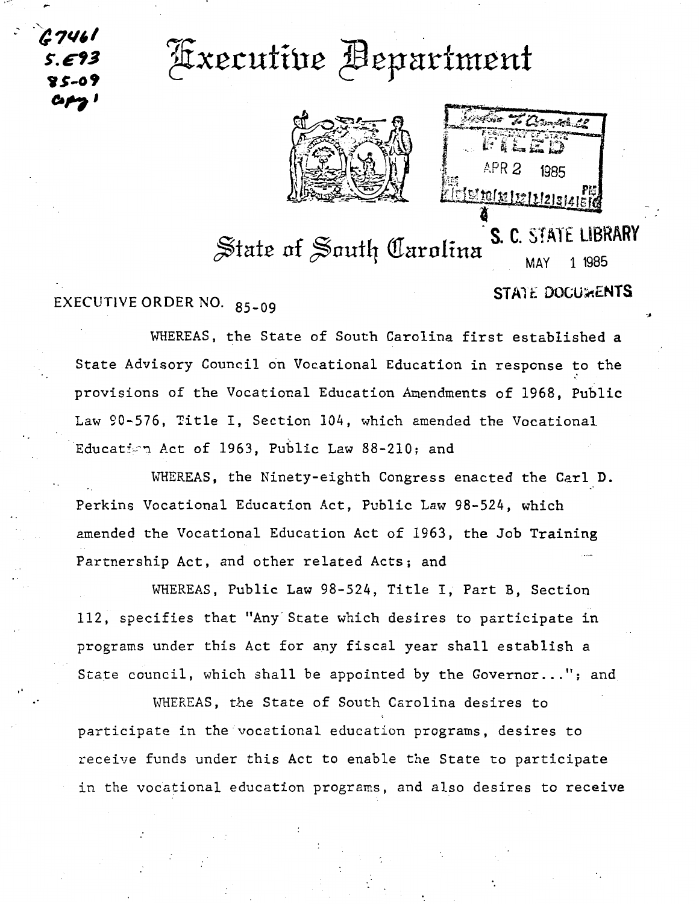G7461
S.E93
85-09
Copy 1

# Executive Department

FILED
APR 2 1985

## State of South Carolina

S. C. STATE LIBRARY
MAY 1 1985
STATE DOCUMENTS

EXECUTIVE ORDER NO. 85-09

WHEREAS, the State of South Carolina first established a State Advisory Council on Vocational Education in response to the provisions of the Vocational Education Amendments of 1968, Public Law 90-576, Title I, Section 104, which amended the Vocational Education Act of 1963, Public Law 88-210; and

WHEREAS, the Ninety-eighth Congress enacted the Carl D. Perkins Vocational Education Act, Public Law 98-524, which amended the Vocational Education Act of 1963, the Job Training Partnership Act, and other related Acts; and

WHEREAS, Public Law 98-524, Title I, Part B, Section 112, specifies that "Any State which desires to participate in programs under this Act for any fiscal year shall establish a State council, which shall be appointed by the Governor..."; and

WHEREAS, the State of South Carolina desires to participate in the vocational education programs, desires to receive funds under this Act to enable the State to participate in the vocational education programs, and also desires to receive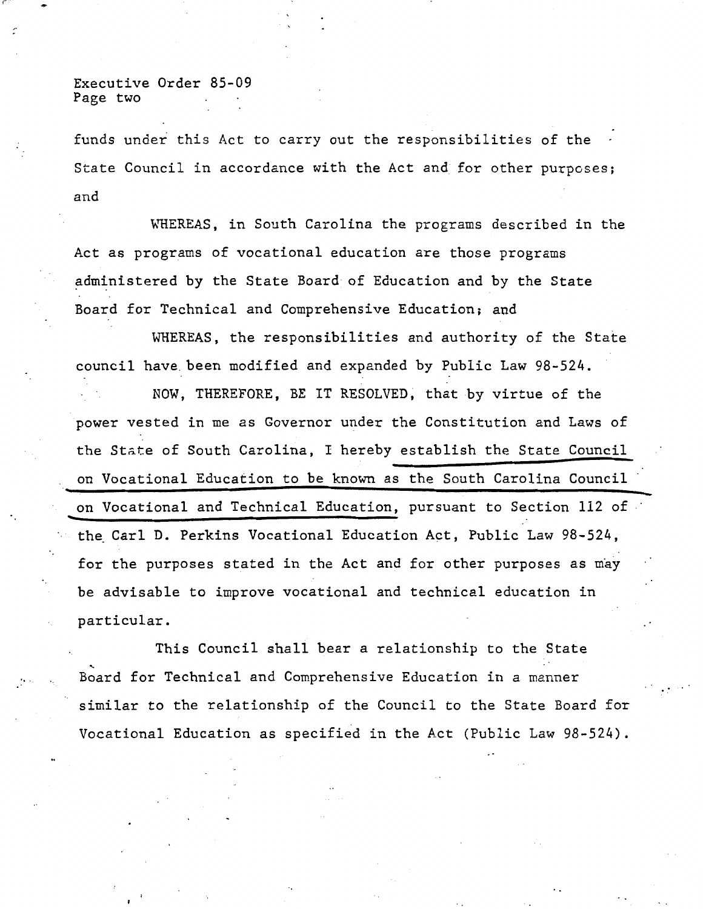funds under this Act to carry out the responsibilities of the State Council in accordance with the Act and for other purposes; and

WHEREAS, in South Carolina the programs described in the Act as programs of vocational education are those programs administered by the State Board of Education and by the State Board for Technical and Comprehensive Education; and

WHEREAS, the responsibilities and authority of the State council have been modified and expanded by Public Law 98-524.

NOW, THEREFORE, BE IT RESOLVED, that by virtue of the power vested in me as Governor under the Constitution and Laws of the State of South Carolina, I hereby establish the State Council on Vocational Education to be known as the South Carolina Council on Vocational and Technical Education, pursuant to Section 112 of the Carl D. Perkins Vocational Education Act, Public Law 98-524, for the purposes stated in the Act and for other purposes as may be advisable to improve vocational and technical education in particular.

This Council shall bear a relationship to the State Board for Technical and Comprehensive Education in a manner similar to the relationship of the Council to the State Board for Vocational Education as specified in the Act (Public Law 98-524).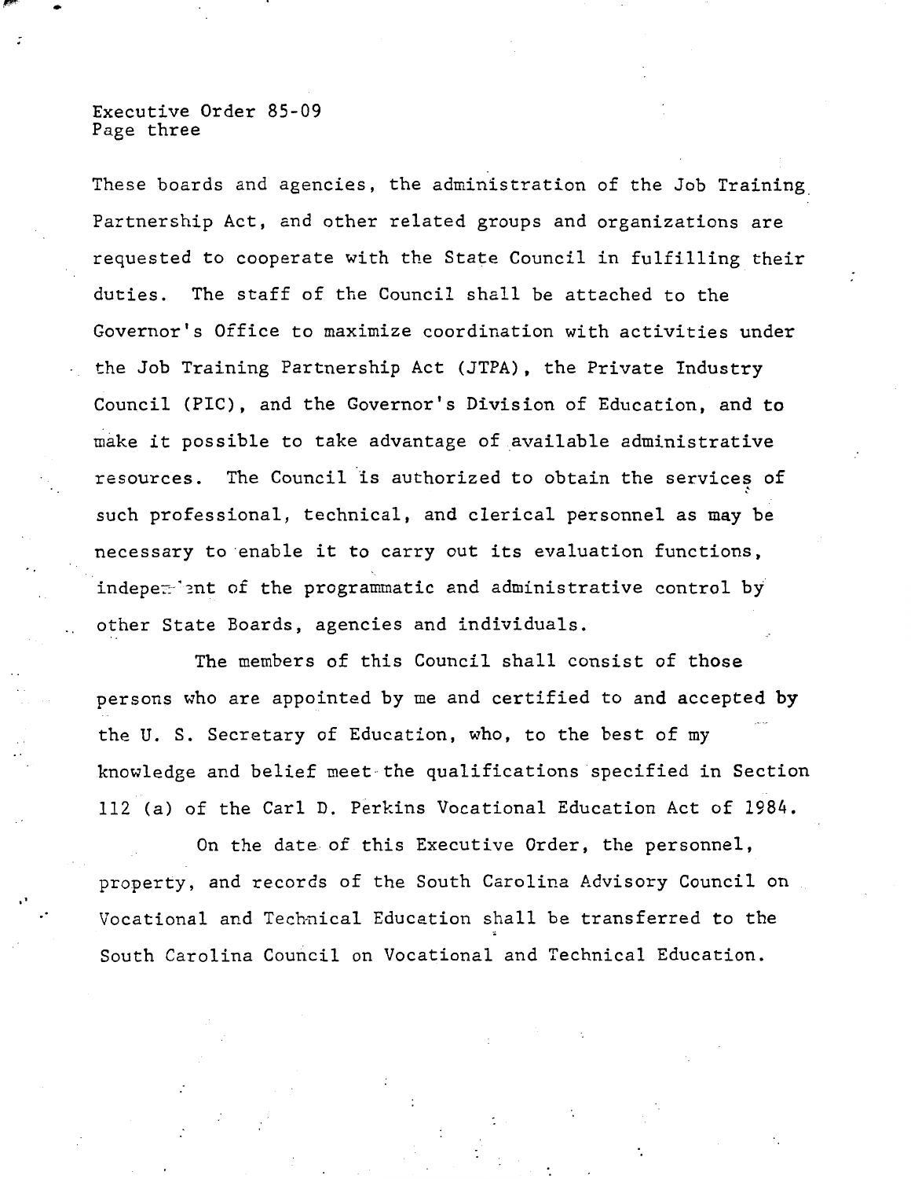These boards and agencies, the administration of the Job Training Partnership Act, and other related groups and organizations are requested to cooperate with the State Council in fulfilling their duties. The staff of the Council shall be attached to the Governor's Office to maximize coordination with activities under the Job Training Partnership Act (JTPA), the Private Industry Council (PIC), and the Governor's Division of Education, and to make it possible to take advantage of available administrative resources. The Council is authorized to obtain the services of such professional, technical, and clerical personnel as may be necessary to enable it to carry out its evaluation functions, independent of the programmatic and administrative control by other State Boards, agencies and individuals.

The members of this Council shall consist of those persons who are appointed by me and certified to and accepted by the U. S. Secretary of Education, who, to the best of my knowledge and belief meet the qualifications specified in Section 112 (a) of the Carl D. Perkins Vocational Education Act of 1984.

On the date of this Executive Order, the personnel, property, and records of the South Carolina Advisory Council on Vocational and Technical Education shall be transferred to the South Carolina Council on Vocational and Technical Education.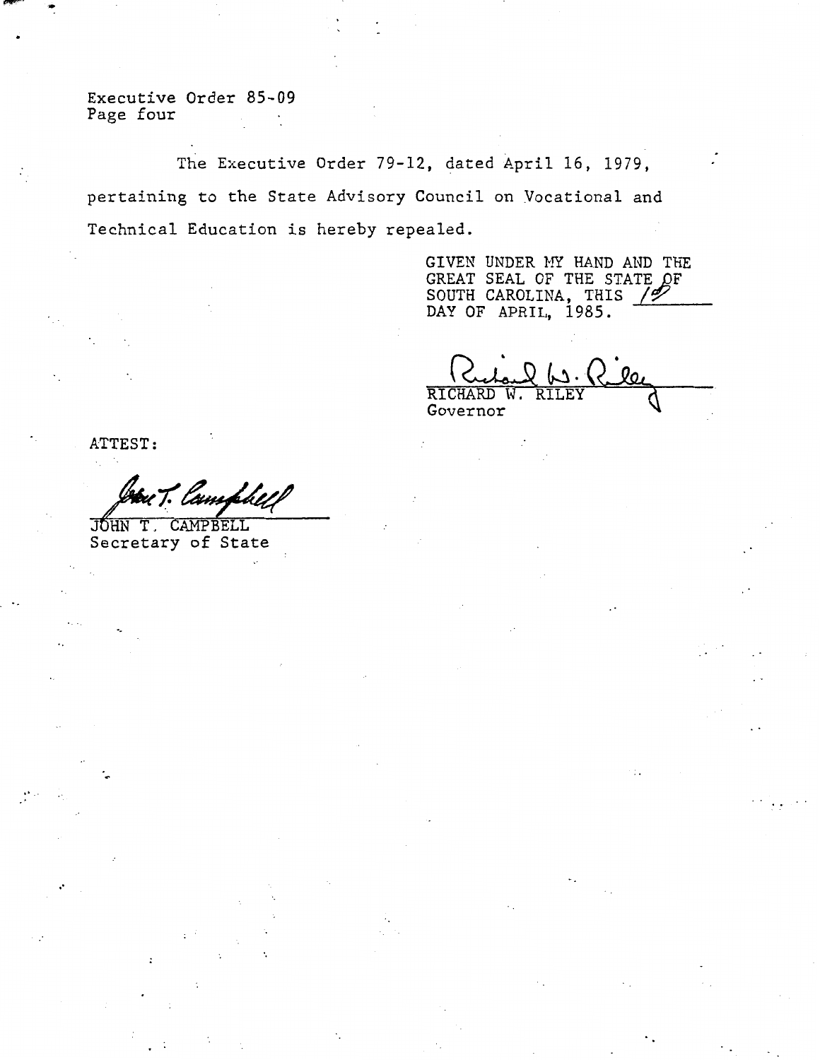Executive Order 85-09
Page four

The Executive Order 79-12, dated April 16, 1979, pertaining to the State Advisory Council on Vocational and Technical Education is hereby repealed.

GIVEN UNDER MY HAND AND THE GREAT SEAL OF THE STATE OF SOUTH CAROLINA, THIS 18 DAY OF APRIL, 1985.

RICHARD W. RILEY
Governor

ATTEST:

JOHN T. CAMPBELL
Secretary of State